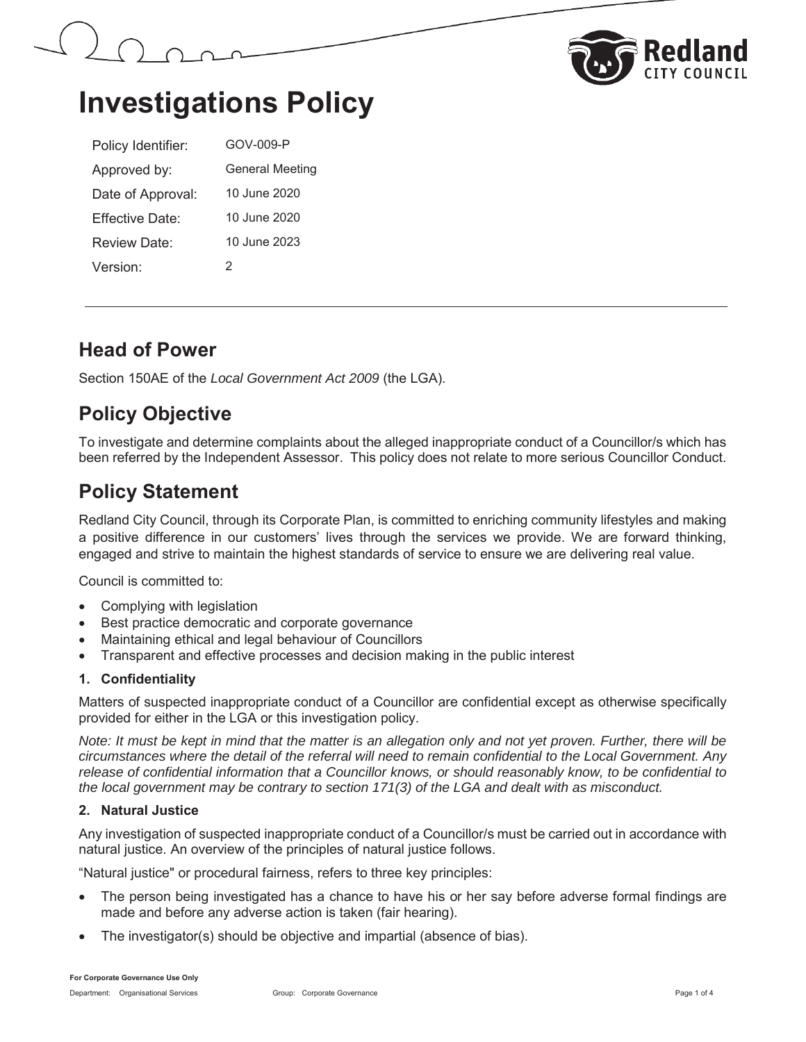# Investigations Policy

| | |
|---|---|
| Policy Identifier: | GOV-009-P |
| Approved by: | General Meeting |
| Date of Approval: | 10 June 2020 |
| Effective Date: | 10 June 2020 |
| Review Date: | 10 June 2023 |
| Version: | 2 |

## Head of Power

Section 150AE of the *Local Government Act 2009* (the LGA).

## Policy Objective

To investigate and determine complaints about the alleged inappropriate conduct of a Councillor/s which has been referred by the Independent Assessor. This policy does not relate to more serious Councillor Conduct.

## Policy Statement

Redland City Council, through its Corporate Plan, is committed to enriching community lifestyles and making a positive difference in our customers' lives through the services we provide. We are forward thinking, engaged and strive to maintain the highest standards of service to ensure we are delivering real value.

Council is committed to:

- Complying with legislation
- Best practice democratic and corporate governance
- Maintaining ethical and legal behaviour of Councillors
- Transparent and effective processes and decision making in the public interest

### 1. Confidentiality

Matters of suspected inappropriate conduct of a Councillor are confidential except as otherwise specifically provided for either in the LGA or this investigation policy.

*Note: It must be kept in mind that the matter is an allegation only and not yet proven. Further, there will be circumstances where the detail of the referral will need to remain confidential to the Local Government. Any release of confidential information that a Councillor knows, or should reasonably know, to be confidential to the local government may be contrary to section 171(3) of the LGA and dealt with as misconduct.*

### 2. Natural Justice

Any investigation of suspected inappropriate conduct of a Councillor/s must be carried out in accordance with natural justice. An overview of the principles of natural justice follows.

"Natural justice" or procedural fairness, refers to three key principles:

- The person being investigated has a chance to have his or her say before adverse formal findings are made and before any adverse action is taken (fair hearing).
- The investigator(s) should be objective and impartial (absence of bias).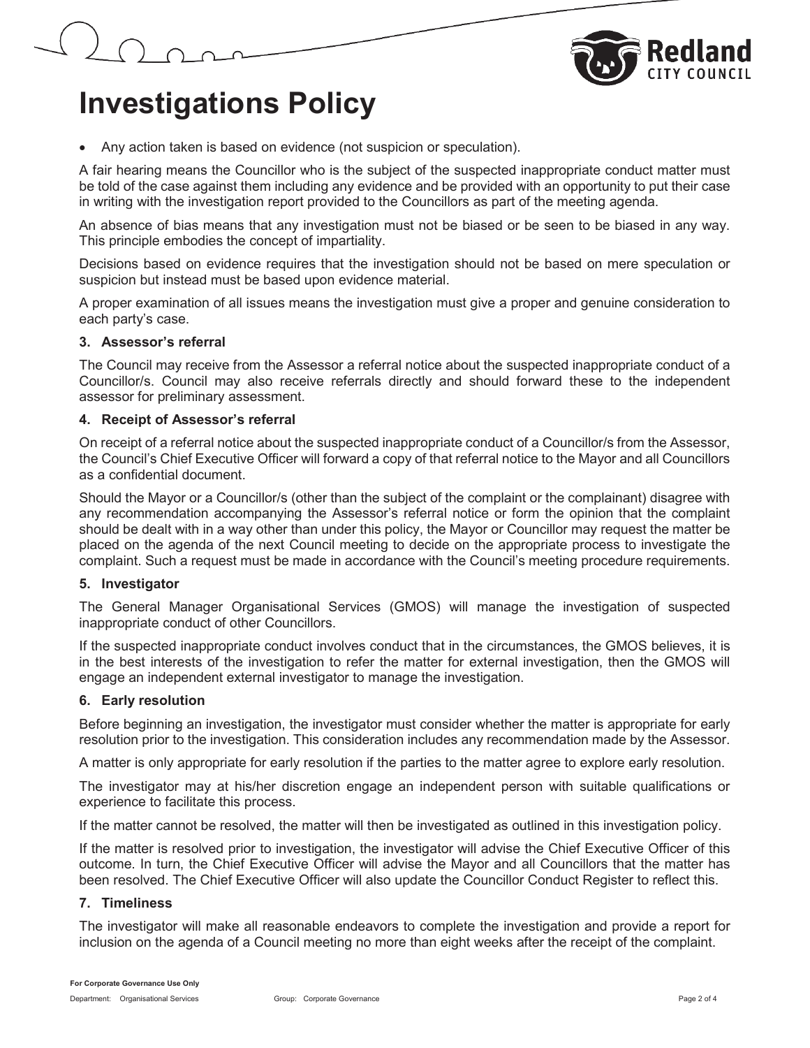- Any action taken is based on evidence (not suspicion or speculation).

A fair hearing means the Councillor who is the subject of the suspected inappropriate conduct matter must be told of the case against them including any evidence and be provided with an opportunity to put their case in writing with the investigation report provided to the Councillors as part of the meeting agenda.

An absence of bias means that any investigation must not be biased or be seen to be biased in any way. This principle embodies the concept of impartiality.

Decisions based on evidence requires that the investigation should not be based on mere speculation or suspicion but instead must be based upon evidence material.

A proper examination of all issues means the investigation must give a proper and genuine consideration to each party's case.

#### 3. Assessor's referral

The Council may receive from the Assessor a referral notice about the suspected inappropriate conduct of a Councillor/s. Council may also receive referrals directly and should forward these to the independent assessor for preliminary assessment.

#### 4. Receipt of Assessor's referral

On receipt of a referral notice about the suspected inappropriate conduct of a Councillor/s from the Assessor, the Council's Chief Executive Officer will forward a copy of that referral notice to the Mayor and all Councillors as a confidential document.

Should the Mayor or a Councillor/s (other than the subject of the complaint or the complainant) disagree with any recommendation accompanying the Assessor's referral notice or form the opinion that the complaint should be dealt with in a way other than under this policy, the Mayor or Councillor may request the matter be placed on the agenda of the next Council meeting to decide on the appropriate process to investigate the complaint. Such a request must be made in accordance with the Council's meeting procedure requirements.

#### 5. Investigator

The General Manager Organisational Services (GMOS) will manage the investigation of suspected inappropriate conduct of other Councillors.

If the suspected inappropriate conduct involves conduct that in the circumstances, the GMOS believes, it is in the best interests of the investigation to refer the matter for external investigation, then the GMOS will engage an independent external investigator to manage the investigation.

#### 6. Early resolution

Before beginning an investigation, the investigator must consider whether the matter is appropriate for early resolution prior to the investigation. This consideration includes any recommendation made by the Assessor.

A matter is only appropriate for early resolution if the parties to the matter agree to explore early resolution.

The investigator may at his/her discretion engage an independent person with suitable qualifications or experience to facilitate this process.

If the matter cannot be resolved, the matter will then be investigated as outlined in this investigation policy.

If the matter is resolved prior to investigation, the investigator will advise the Chief Executive Officer of this outcome. In turn, the Chief Executive Officer will advise the Mayor and all Councillors that the matter has been resolved. The Chief Executive Officer will also update the Councillor Conduct Register to reflect this.

#### 7. Timeliness

The investigator will make all reasonable endeavors to complete the investigation and provide a report for inclusion on the agenda of a Council meeting no more than eight weeks after the receipt of the complaint.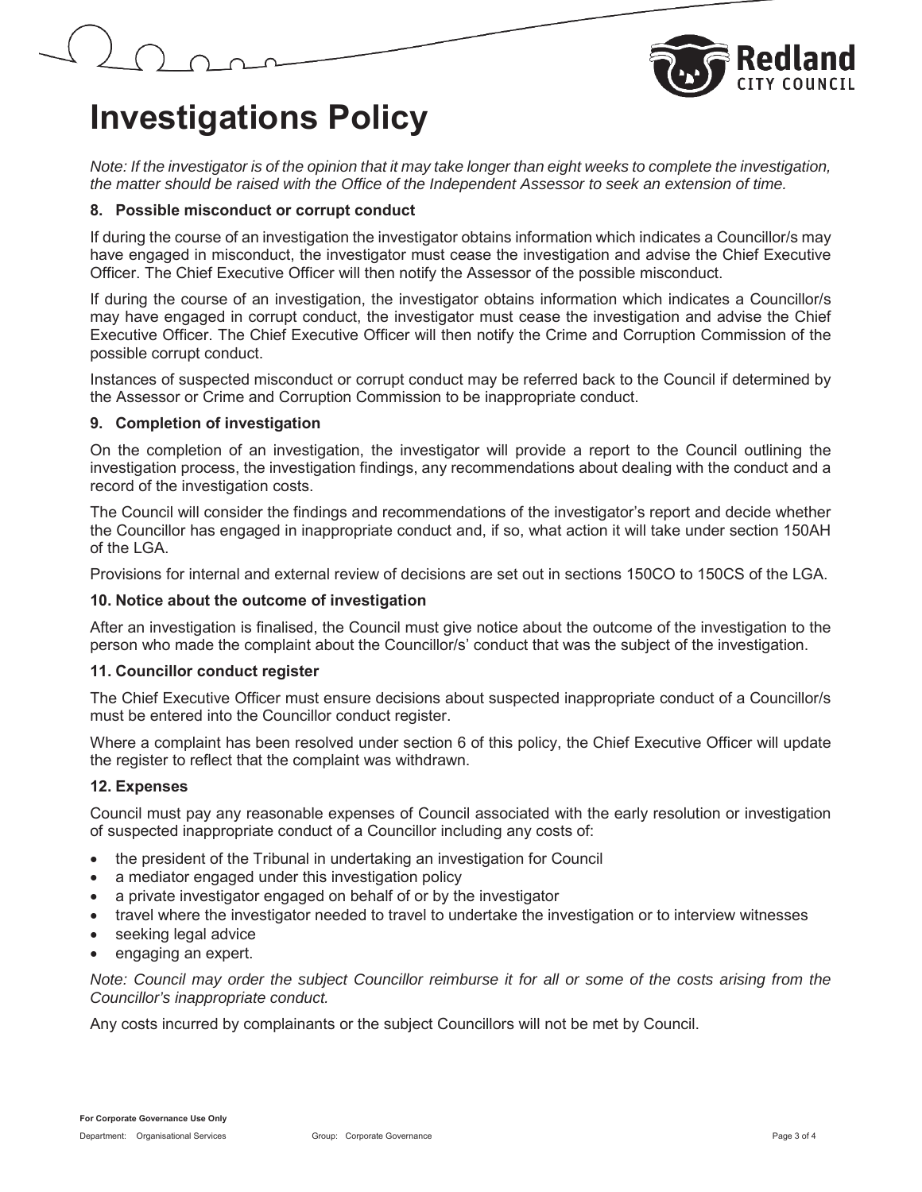# Investigations Policy

*Note: If the investigator is of the opinion that it may take longer than eight weeks to complete the investigation, the matter should be raised with the Office of the Independent Assessor to seek an extension of time.*

### 8. Possible misconduct or corrupt conduct

If during the course of an investigation the investigator obtains information which indicates a Councillor/s may have engaged in misconduct, the investigator must cease the investigation and advise the Chief Executive Officer. The Chief Executive Officer will then notify the Assessor of the possible misconduct.

If during the course of an investigation, the investigator obtains information which indicates a Councillor/s may have engaged in corrupt conduct, the investigator must cease the investigation and advise the Chief Executive Officer. The Chief Executive Officer will then notify the Crime and Corruption Commission of the possible corrupt conduct.

Instances of suspected misconduct or corrupt conduct may be referred back to the Council if determined by the Assessor or Crime and Corruption Commission to be inappropriate conduct.

### 9. Completion of investigation

On the completion of an investigation, the investigator will provide a report to the Council outlining the investigation process, the investigation findings, any recommendations about dealing with the conduct and a record of the investigation costs.

The Council will consider the findings and recommendations of the investigator's report and decide whether the Councillor has engaged in inappropriate conduct and, if so, what action it will take under section 150AH of the LGA.

Provisions for internal and external review of decisions are set out in sections 150CO to 150CS of the LGA.

### 10. Notice about the outcome of investigation

After an investigation is finalised, the Council must give notice about the outcome of the investigation to the person who made the complaint about the Councillor/s' conduct that was the subject of the investigation.

### 11. Councillor conduct register

The Chief Executive Officer must ensure decisions about suspected inappropriate conduct of a Councillor/s must be entered into the Councillor conduct register.

Where a complaint has been resolved under section 6 of this policy, the Chief Executive Officer will update the register to reflect that the complaint was withdrawn.

### 12. Expenses

Council must pay any reasonable expenses of Council associated with the early resolution or investigation of suspected inappropriate conduct of a Councillor including any costs of:

- the president of the Tribunal in undertaking an investigation for Council
- a mediator engaged under this investigation policy
- a private investigator engaged on behalf of or by the investigator
- travel where the investigator needed to travel to undertake the investigation or to interview witnesses
- seeking legal advice
- engaging an expert.

*Note: Council may order the subject Councillor reimburse it for all or some of the costs arising from the Councillor's inappropriate conduct.*

Any costs incurred by complainants or the subject Councillors will not be met by Council.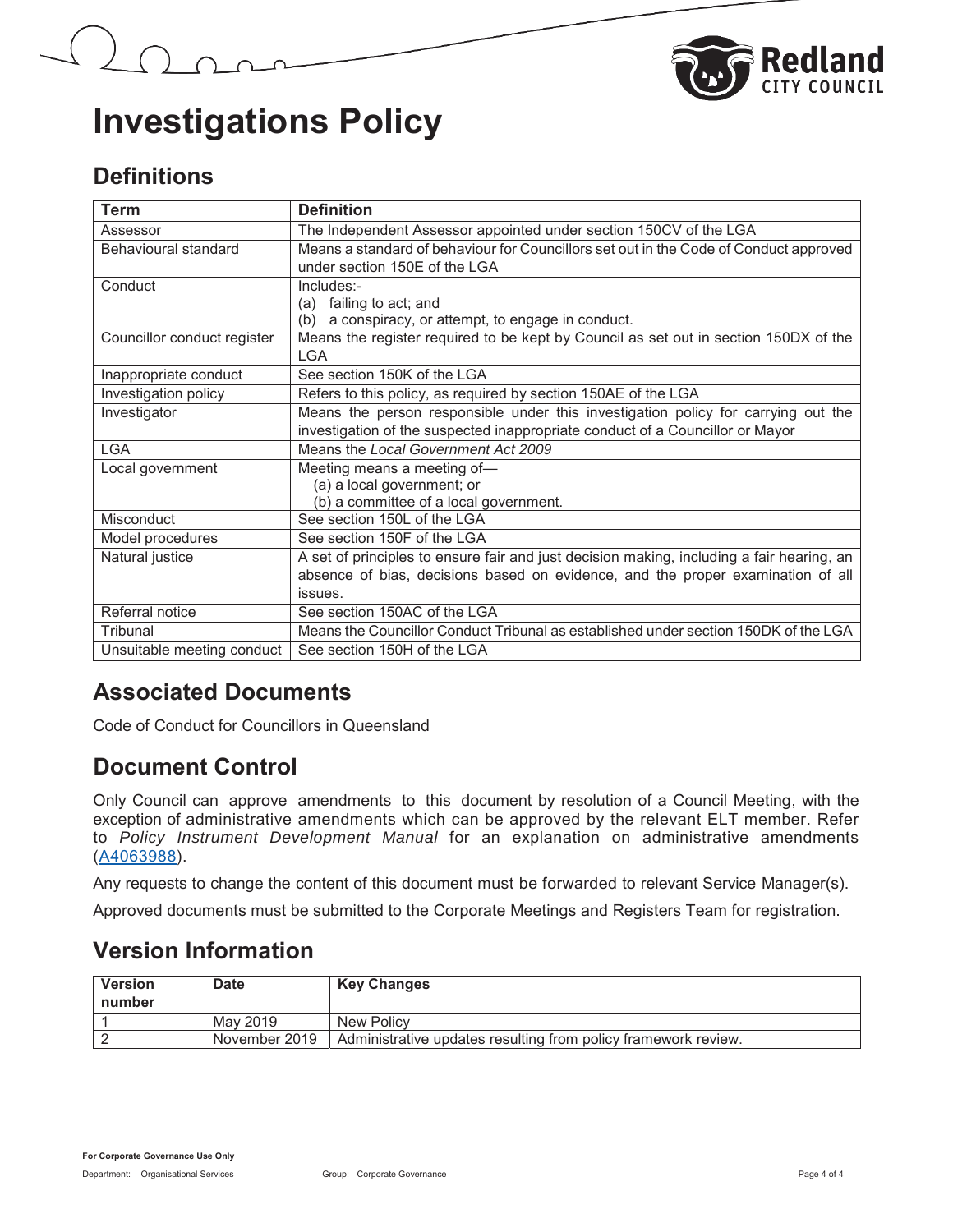# Investigations Policy

## Definitions

| Term | Definition |
|---|---|
| Assessor | The Independent Assessor appointed under section 150CV of the LGA |
| Behavioural standard | Means a standard of behaviour for Councillors set out in the Code of Conduct approved under section 150E of the LGA |
| Conduct | Includes:-<br>(a) failing to act; and<br>(b) a conspiracy, or attempt, to engage in conduct. |
| Councillor conduct register | Means the register required to be kept by Council as set out in section 150DX of the LGA |
| Inappropriate conduct | See section 150K of the LGA |
| Investigation policy | Refers to this policy, as required by section 150AE of the LGA |
| Investigator | Means the person responsible under this investigation policy for carrying out the investigation of the suspected inappropriate conduct of a Councillor or Mayor |
| LGA | Means the *Local Government Act 2009* |
| Local government | Meeting means a meeting of—<br>(a) a local government; or<br>(b) a committee of a local government. |
| Misconduct | See section 150L of the LGA |
| Model procedures | See section 150F of the LGA |
| Natural justice | A set of principles to ensure fair and just decision making, including a fair hearing, an absence of bias, decisions based on evidence, and the proper examination of all issues. |
| Referral notice | See section 150AC of the LGA |
| Tribunal | Means the Councillor Conduct Tribunal as established under section 150DK of the LGA |
| Unsuitable meeting conduct | See section 150H of the LGA |

## Associated Documents

Code of Conduct for Councillors in Queensland

## Document Control

Only Council can approve amendments to this document by resolution of a Council Meeting, with the exception of administrative amendments which can be approved by the relevant ELT member. Refer to *Policy Instrument Development Manual* for an explanation on administrative amendments (A4063988).

Any requests to change the content of this document must be forwarded to relevant Service Manager(s).

Approved documents must be submitted to the Corporate Meetings and Registers Team for registration.

## Version Information

| Version number | Date | Key Changes |
|---|---|---|
| 1 | May 2019 | New Policy |
| 2 | November 2019 | Administrative updates resulting from policy framework review. |

For Corporate Governance Use Only

Department: Organisational Services Group: Corporate Governance